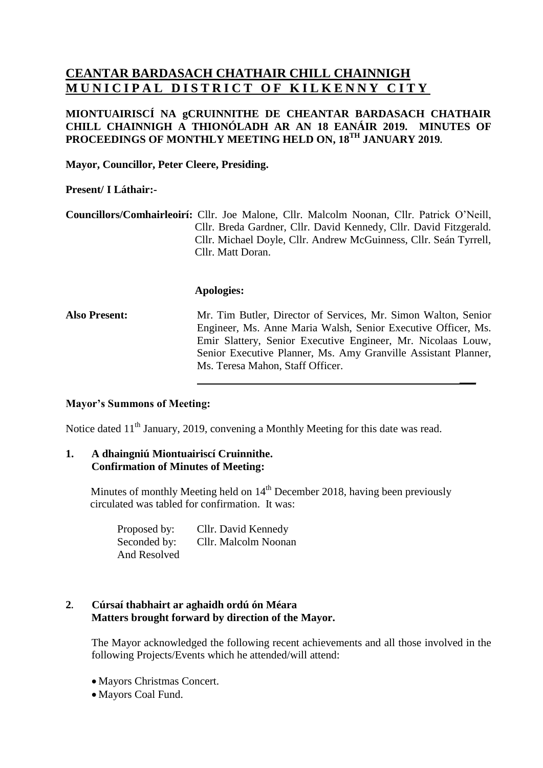# CEANTAR BARDASACH CHATHAIR CHILL CHAINNIGH
# MUNICIPAL DISTRICT OF KILKENNY CITY

**MIONTUAIRISCÍ NA gCRUINNITHE DE CHEANTAR BARDASACH CHATHAIR CHILL CHAINNIGH A THIONÓLADH AR AN 18 EANÁIR 2019. MINUTES OF PROCEEDINGS OF MONTHLY MEETING HELD ON, 18TH JANUARY 2019.**

**Mayor, Councillor, Peter Cleere, Presiding.**

**Present/ I Láthair:-**

**Councillors/Comhairleoirí:** Cllr. Joe Malone, Cllr. Malcolm Noonan, Cllr. Patrick O'Neill, Cllr. Breda Gardner, Cllr. David Kennedy, Cllr. David Fitzgerald. Cllr. Michael Doyle, Cllr. Andrew McGuinness, Cllr. Seán Tyrrell, Cllr. Matt Doran.

**Apologies:**

**Also Present:** Mr. Tim Butler, Director of Services, Mr. Simon Walton, Senior Engineer, Ms. Anne Maria Walsh, Senior Executive Officer, Ms. Emir Slattery, Senior Executive Engineer, Mr. Nicolaas Louw, Senior Executive Planner, Ms. Amy Granville Assistant Planner, Ms. Teresa Mahon, Staff Officer.

**Mayor's Summons of Meeting:**

Notice dated 11th January, 2019, convening a Monthly Meeting for this date was read.

**1. A dhaingniú Miontuairiscí Cruinnithe.**
**Confirmation of Minutes of Meeting:**

Minutes of monthly Meeting held on 14th December 2018, having been previously circulated was tabled for confirmation. It was:

Proposed by: Cllr. David Kennedy
Seconded by: Cllr. Malcolm Noonan
And Resolved

**2. Cúrsaí thabhairt ar aghaidh ordú ón Méara**
**Matters brought forward by direction of the Mayor.**

The Mayor acknowledged the following recent achievements and all those involved in the following Projects/Events which he attended/will attend:

- Mayors Christmas Concert.
- Mayors Coal Fund.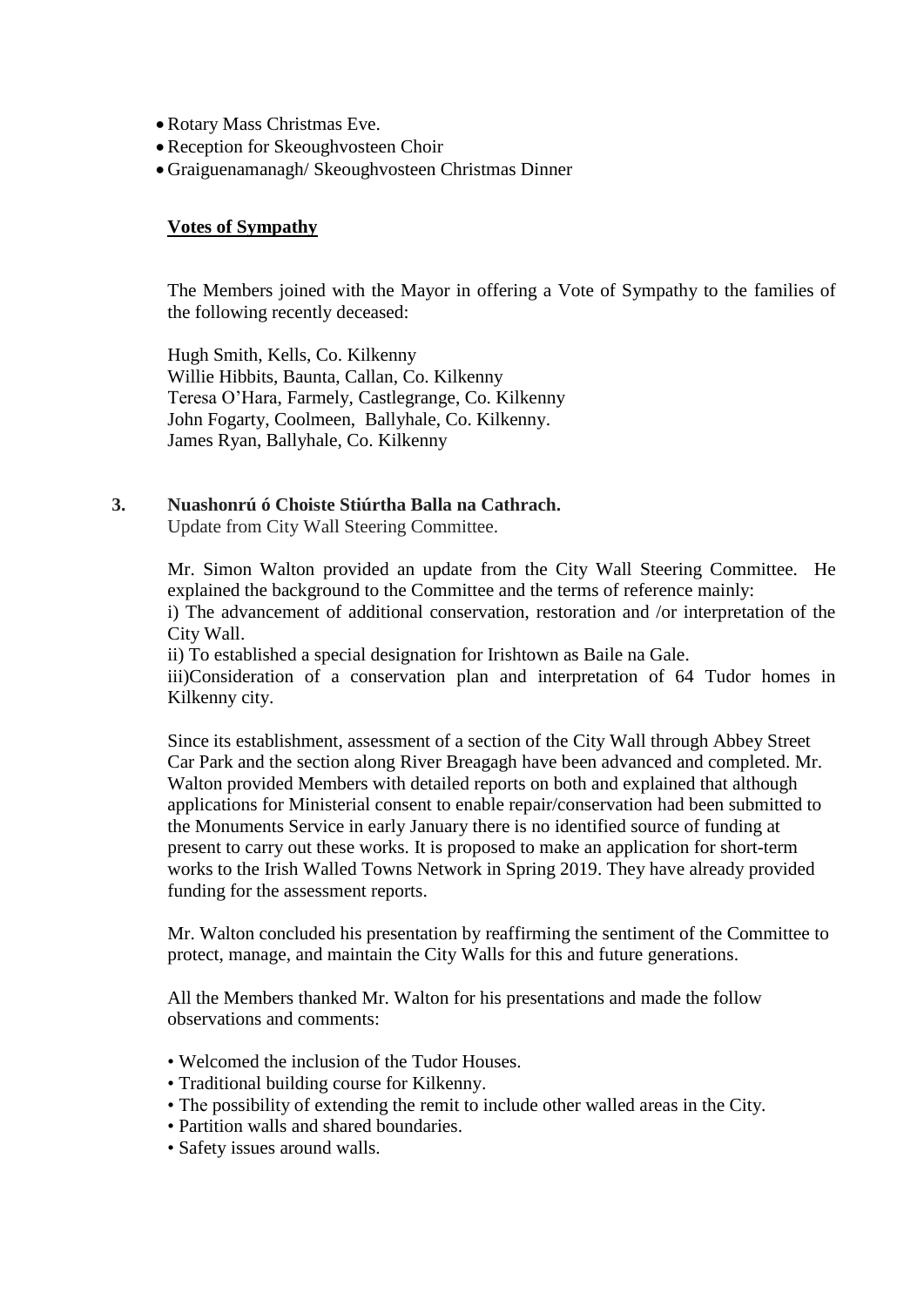- Rotary Mass Christmas Eve.
- Reception for Skeoughvosteen Choir
- Graiguenamanagh/ Skeoughvosteen Christmas Dinner

**Votes of Sympathy**

The Members joined with the Mayor in offering a Vote of Sympathy to the families of the following recently deceased:

Hugh Smith, Kells, Co. Kilkenny
Willie Hibbits, Baunta, Callan, Co. Kilkenny
Teresa O'Hara, Farmely, Castlegrange, Co. Kilkenny
John Fogarty, Coolmeen, Ballyhale, Co. Kilkenny.
James Ryan, Ballyhale, Co. Kilkenny

**3. Nuashonrú ó Choiste Stiúrtha Balla na Cathrach.**
Update from City Wall Steering Committee.

Mr. Simon Walton provided an update from the City Wall Steering Committee. He explained the background to the Committee and the terms of reference mainly:
i) The advancement of additional conservation, restoration and /or interpretation of the City Wall.
ii) To established a special designation for Irishtown as Baile na Gale.
iii)Consideration of a conservation plan and interpretation of 64 Tudor homes in Kilkenny city.

Since its establishment, assessment of a section of the City Wall through Abbey Street Car Park and the section along River Breagagh have been advanced and completed. Mr. Walton provided Members with detailed reports on both and explained that although applications for Ministerial consent to enable repair/conservation had been submitted to the Monuments Service in early January there is no identified source of funding at present to carry out these works. It is proposed to make an application for short-term works to the Irish Walled Towns Network in Spring 2019. They have already provided funding for the assessment reports.

Mr. Walton concluded his presentation by reaffirming the sentiment of the Committee to protect, manage, and maintain the City Walls for this and future generations.

All the Members thanked Mr. Walton for his presentations and made the follow observations and comments:

- Welcomed the inclusion of the Tudor Houses.
- Traditional building course for Kilkenny.
- The possibility of extending the remit to include other walled areas in the City.
- Partition walls and shared boundaries.
- Safety issues around walls.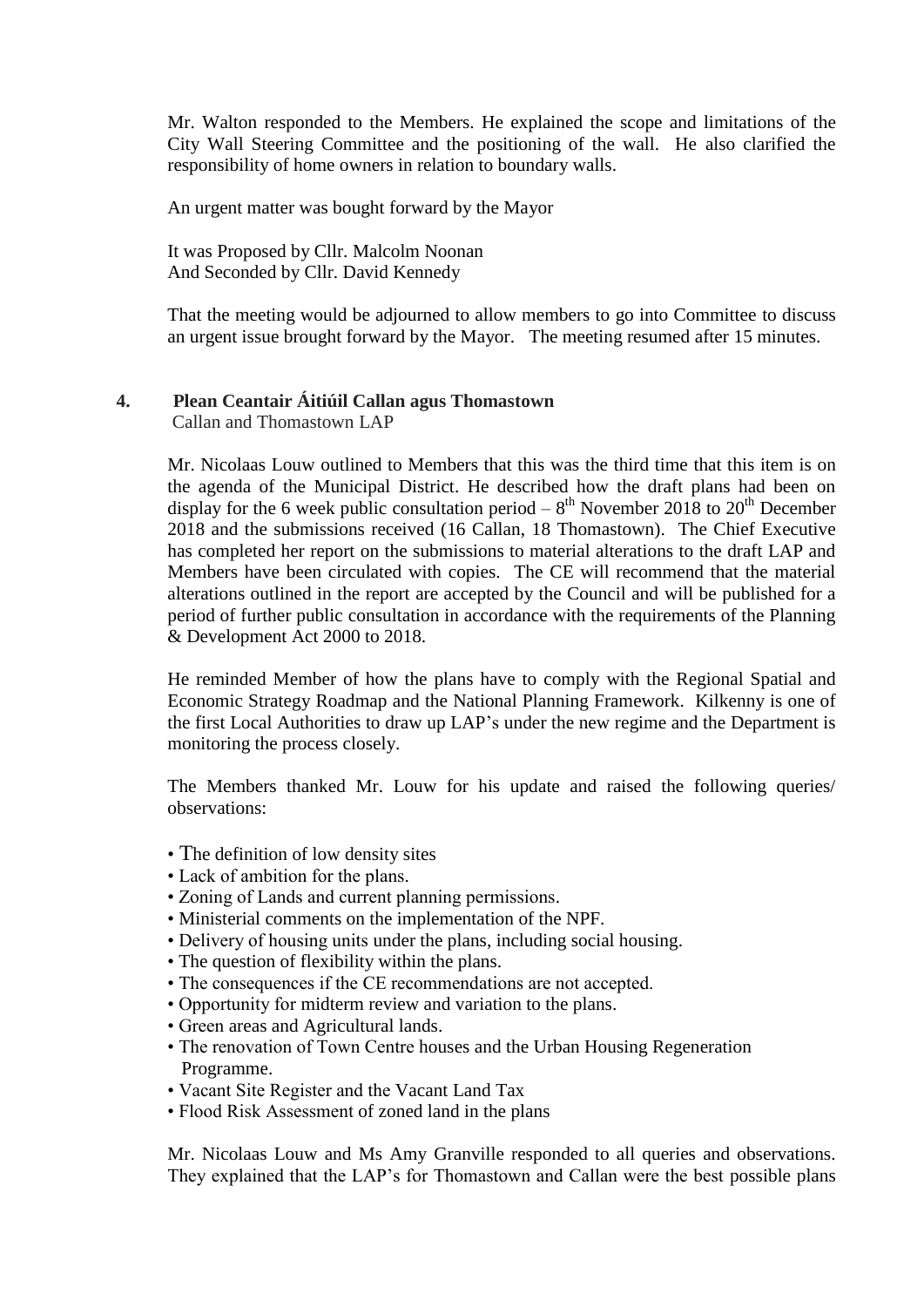Mr. Walton responded to the Members. He explained the scope and limitations of the City Wall Steering Committee and the positioning of the wall. He also clarified the responsibility of home owners in relation to boundary walls.

An urgent matter was bought forward by the Mayor

It was Proposed by Cllr. Malcolm Noonan
And Seconded by Cllr. David Kennedy

That the meeting would be adjourned to allow members to go into Committee to discuss an urgent issue brought forward by the Mayor. The meeting resumed after 15 minutes.

## 4. Plean Ceantair Áitiúil Callan agus Thomastown

Callan and Thomastown LAP

Mr. Nicolaas Louw outlined to Members that this was the third time that this item is on the agenda of the Municipal District. He described how the draft plans had been on display for the 6 week public consultation period – 8th November 2018 to 20th December 2018 and the submissions received (16 Callan, 18 Thomastown). The Chief Executive has completed her report on the submissions to material alterations to the draft LAP and Members have been circulated with copies. The CE will recommend that the material alterations outlined in the report are accepted by the Council and will be published for a period of further public consultation in accordance with the requirements of the Planning & Development Act 2000 to 2018.

He reminded Member of how the plans have to comply with the Regional Spatial and Economic Strategy Roadmap and the National Planning Framework. Kilkenny is one of the first Local Authorities to draw up LAP's under the new regime and the Department is monitoring the process closely.

The Members thanked Mr. Louw for his update and raised the following queries/ observations:

- The definition of low density sites
- Lack of ambition for the plans.
- Zoning of Lands and current planning permissions.
- Ministerial comments on the implementation of the NPF.
- Delivery of housing units under the plans, including social housing.
- The question of flexibility within the plans.
- The consequences if the CE recommendations are not accepted.
- Opportunity for midterm review and variation to the plans.
- Green areas and Agricultural lands.
- The renovation of Town Centre houses and the Urban Housing Regeneration Programme.
- Vacant Site Register and the Vacant Land Tax
- Flood Risk Assessment of zoned land in the plans

Mr. Nicolaas Louw and Ms Amy Granville responded to all queries and observations. They explained that the LAP's for Thomastown and Callan were the best possible plans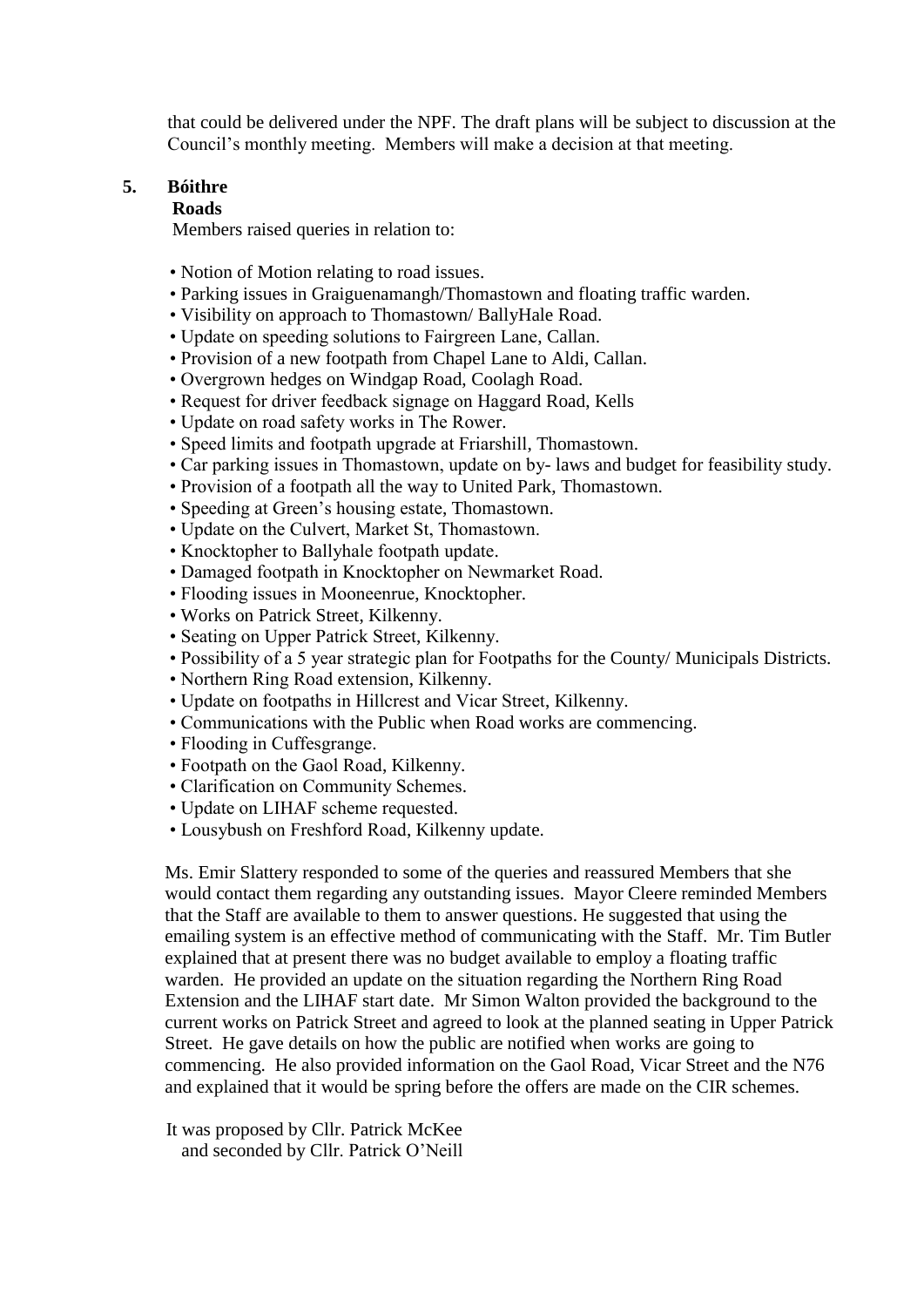that could be delivered under the NPF. The draft plans will be subject to discussion at the Council's monthly meeting. Members will make a decision at that meeting.

## 5. Bóithre

**Roads**

Members raised queries in relation to:

- Notion of Motion relating to road issues.
- Parking issues in Graiguenamangh/Thomastown and floating traffic warden.
- Visibility on approach to Thomastown/ BallyHale Road.
- Update on speeding solutions to Fairgreen Lane, Callan.
- Provision of a new footpath from Chapel Lane to Aldi, Callan.
- Overgrown hedges on Windgap Road, Coolagh Road.
- Request for driver feedback signage on Haggard Road, Kells
- Update on road safety works in The Rower.
- Speed limits and footpath upgrade at Friarshill, Thomastown.
- Car parking issues in Thomastown, update on by- laws and budget for feasibility study.
- Provision of a footpath all the way to United Park, Thomastown.
- Speeding at Green's housing estate, Thomastown.
- Update on the Culvert, Market St, Thomastown.
- Knocktopher to Ballyhale footpath update.
- Damaged footpath in Knocktopher on Newmarket Road.
- Flooding issues in Mooneenrue, Knocktopher.
- Works on Patrick Street, Kilkenny.
- Seating on Upper Patrick Street, Kilkenny.
- Possibility of a 5 year strategic plan for Footpaths for the County/ Municipals Districts.
- Northern Ring Road extension, Kilkenny.
- Update on footpaths in Hillcrest and Vicar Street, Kilkenny.
- Communications with the Public when Road works are commencing.
- Flooding in Cuffesgrange.
- Footpath on the Gaol Road, Kilkenny.
- Clarification on Community Schemes.
- Update on LIHAF scheme requested.
- Lousybush on Freshford Road, Kilkenny update.

Ms. Emir Slattery responded to some of the queries and reassured Members that she would contact them regarding any outstanding issues. Mayor Cleere reminded Members that the Staff are available to them to answer questions. He suggested that using the emailing system is an effective method of communicating with the Staff. Mr. Tim Butler explained that at present there was no budget available to employ a floating traffic warden. He provided an update on the situation regarding the Northern Ring Road Extension and the LIHAF start date. Mr Simon Walton provided the background to the current works on Patrick Street and agreed to look at the planned seating in Upper Patrick Street. He gave details on how the public are notified when works are going to commencing. He also provided information on the Gaol Road, Vicar Street and the N76 and explained that it would be spring before the offers are made on the CIR schemes.

It was proposed by Cllr. Patrick McKee
and seconded by Cllr. Patrick O'Neill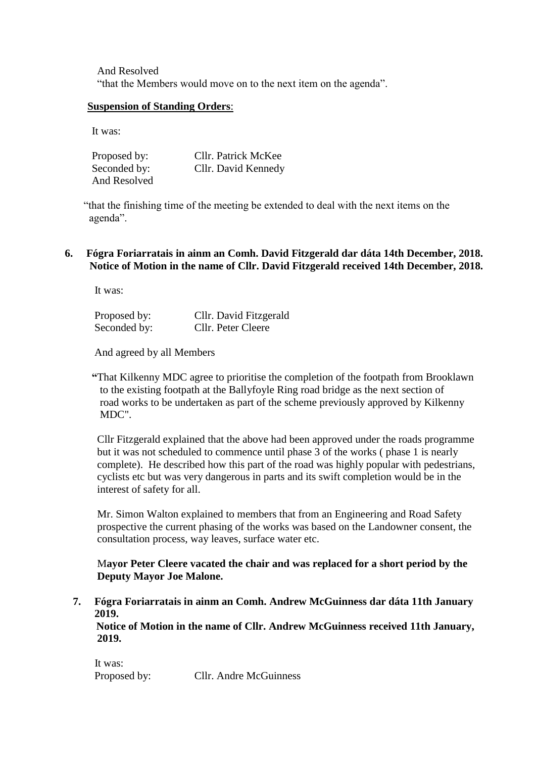And Resolved
"that the Members would move on to the next item on the agenda".

**Suspension of Standing Orders**:

It was:

Proposed by: Cllr. Patrick McKee
Seconded by: Cllr. David Kennedy
And Resolved

"that the finishing time of the meeting be extended to deal with the next items on the agenda".

**6. Fógra Foriarratais in ainm an Comh. David Fitzgerald dar dáta 14th December, 2018.**
**Notice of Motion in the name of Cllr. David Fitzgerald received 14th December, 2018.**

It was:

Proposed by: Cllr. David Fitzgerald
Seconded by: Cllr. Peter Cleere

And agreed by all Members

"That Kilkenny MDC agree to prioritise the completion of the footpath from Brooklawn to the existing footpath at the Ballyfoyle Ring road bridge as the next section of road works to be undertaken as part of the scheme previously approved by Kilkenny MDC".

Cllr Fitzgerald explained that the above had been approved under the roads programme but it was not scheduled to commence until phase 3 of the works ( phase 1 is nearly complete). He described how this part of the road was highly popular with pedestrians, cyclists etc but was very dangerous in parts and its swift completion would be in the interest of safety for all.

Mr. Simon Walton explained to members that from an Engineering and Road Safety prospective the current phasing of the works was based on the Landowner consent, the consultation process, way leaves, surface water etc.

**Mayor Peter Cleere vacated the chair and was replaced for a short period by the Deputy Mayor Joe Malone.**

**7. Fógra Foriarratais in ainm an Comh. Andrew McGuinness dar dáta 11th January 2019.**
**Notice of Motion in the name of Cllr. Andrew McGuinness received 11th January, 2019.**

It was:
Proposed by: Cllr. Andre McGuinness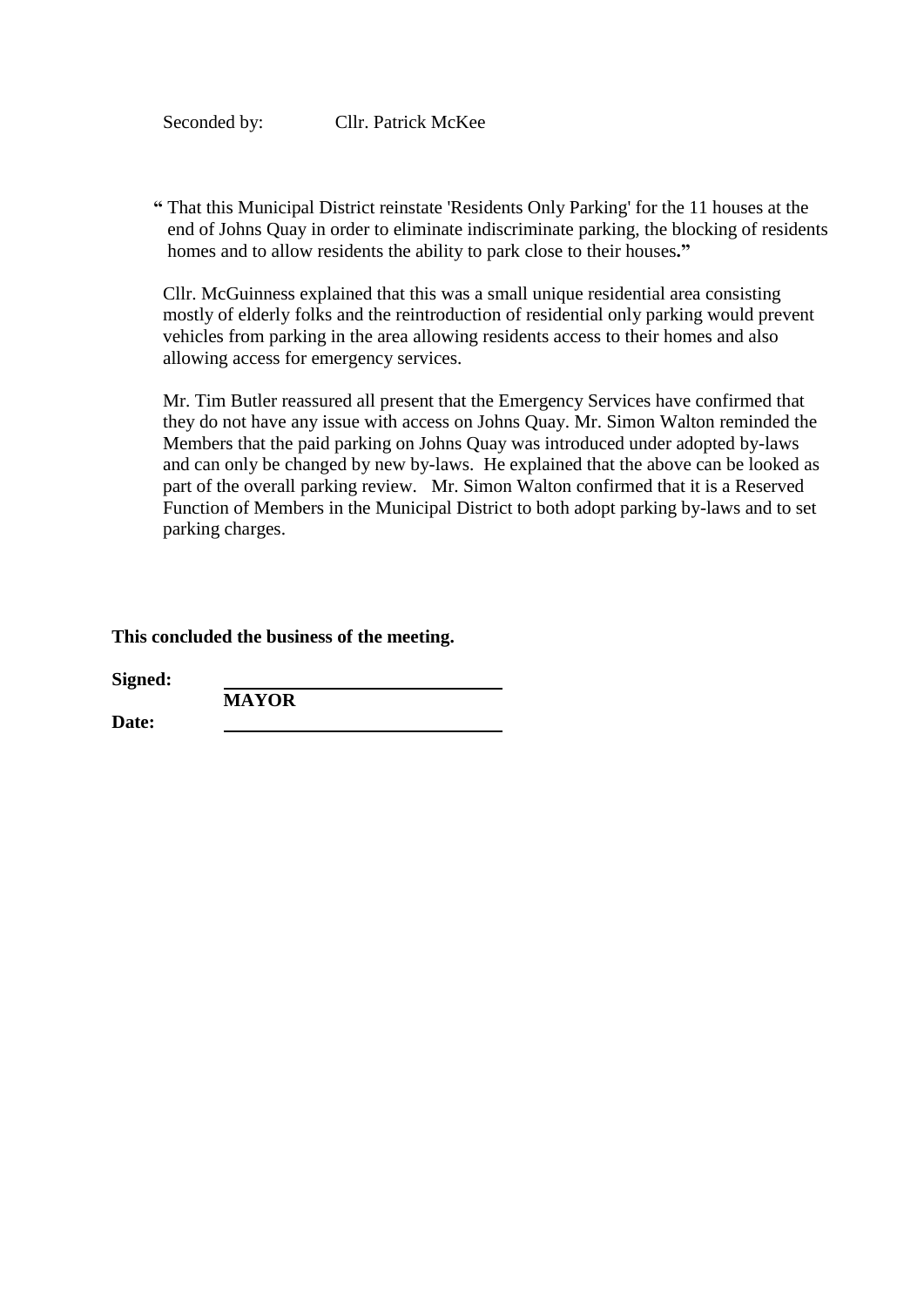Seconded by: Cllr. Patrick McKee

**"** That this Municipal District reinstate 'Residents Only Parking' for the 11 houses at the end of Johns Quay in order to eliminate indiscriminate parking, the blocking of residents homes and to allow residents the ability to park close to their houses**."**

Cllr. McGuinness explained that this was a small unique residential area consisting mostly of elderly folks and the reintroduction of residential only parking would prevent vehicles from parking in the area allowing residents access to their homes and also allowing access for emergency services.

Mr. Tim Butler reassured all present that the Emergency Services have confirmed that they do not have any issue with access on Johns Quay. Mr. Simon Walton reminded the Members that the paid parking on Johns Quay was introduced under adopted by-laws and can only be changed by new by-laws. He explained that the above can be looked as part of the overall parking review. Mr. Simon Walton confirmed that it is a Reserved Function of Members in the Municipal District to both adopt parking by-laws and to set parking charges.

**This concluded the business of the meeting.**

**Signed:** \_\_\_\_\_\_\_\_\_\_\_\_\_\_\_\_\_\_\_\_\_\_\_\_\_\_\_\_

**MAYOR**

**Date:** \_\_\_\_\_\_\_\_\_\_\_\_\_\_\_\_\_\_\_\_\_\_\_\_\_\_\_\_